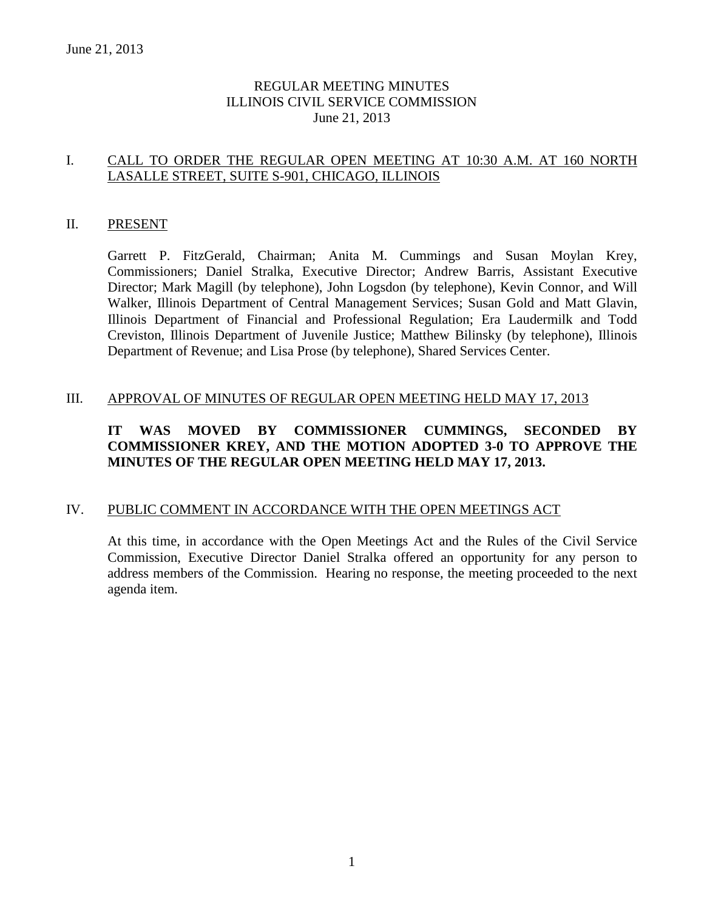# REGULAR MEETING MINUTES
# ILLINOIS CIVIL SERVICE COMMISSION
# June 21, 2013

## I. CALL TO ORDER THE REGULAR OPEN MEETING AT 10:30 A.M. AT 160 NORTH LASALLE STREET, SUITE S-901, CHICAGO, ILLINOIS

## II. PRESENT

Garrett P. FitzGerald, Chairman; Anita M. Cummings and Susan Moylan Krey, Commissioners; Daniel Stralka, Executive Director; Andrew Barris, Assistant Executive Director; Mark Magill (by telephone), John Logsdon (by telephone), Kevin Connor, and Will Walker, Illinois Department of Central Management Services; Susan Gold and Matt Glavin, Illinois Department of Financial and Professional Regulation; Era Laudermilk and Todd Creviston, Illinois Department of Juvenile Justice; Matthew Bilinsky (by telephone), Illinois Department of Revenue; and Lisa Prose (by telephone), Shared Services Center.

## III. APPROVAL OF MINUTES OF REGULAR OPEN MEETING HELD MAY 17, 2013

**IT WAS MOVED BY COMMISSIONER CUMMINGS, SECONDED BY COMMISSIONER KREY, AND THE MOTION ADOPTED 3-0 TO APPROVE THE MINUTES OF THE REGULAR OPEN MEETING HELD MAY 17, 2013.**

## IV. PUBLIC COMMENT IN ACCORDANCE WITH THE OPEN MEETINGS ACT

At this time, in accordance with the Open Meetings Act and the Rules of the Civil Service Commission, Executive Director Daniel Stralka offered an opportunity for any person to address members of the Commission. Hearing no response, the meeting proceeded to the next agenda item.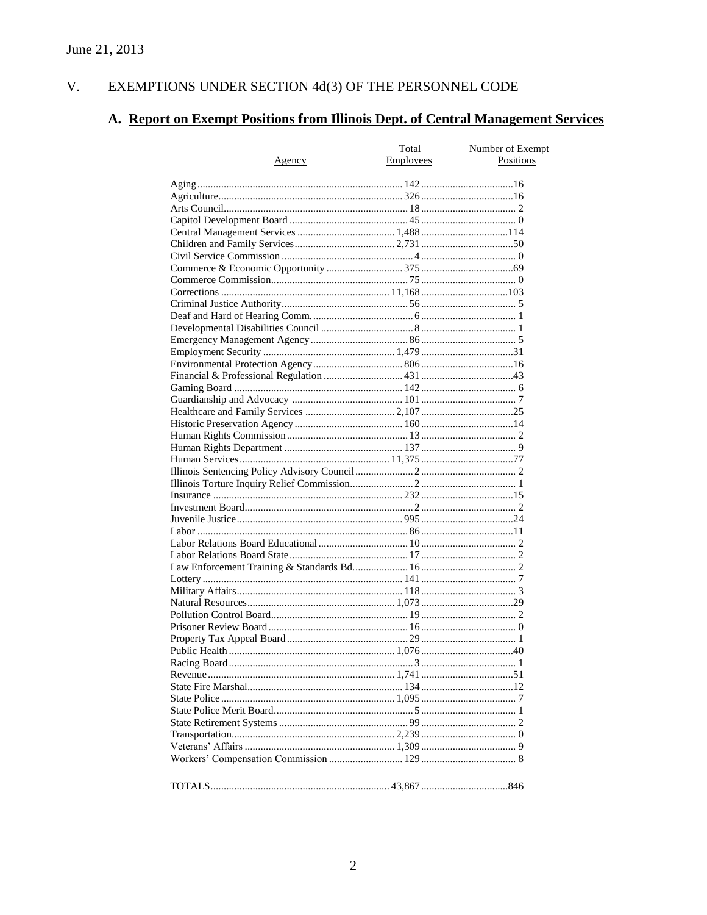June 21, 2013

# V. EXEMPTIONS UNDER SECTION 4d(3) OF THE PERSONNEL CODE

## A. Report on Exempt Positions from Illinois Dept. of Central Management Services

| Agency | Total Employees | Number of Exempt Positions |
|---|---|---|
| Aging | 142 | 16 |
| Agriculture | 326 | 16 |
| Arts Council | 18 | 2 |
| Capitol Development Board | 45 | 0 |
| Central Management Services | 1,488 | 114 |
| Children and Family Services | 2,731 | 50 |
| Civil Service Commission | 4 | 0 |
| Commerce & Economic Opportunity | 375 | 69 |
| Commerce Commission | 75 | 0 |
| Corrections | 11,168 | 103 |
| Criminal Justice Authority | 56 | 5 |
| Deaf and Hard of Hearing Comm. | 6 | 1 |
| Developmental Disabilities Council | 8 | 1 |
| Emergency Management Agency | 86 | 5 |
| Employment Security | 1,479 | 31 |
| Environmental Protection Agency | 806 | 16 |
| Financial & Professional Regulation | 431 | 43 |
| Gaming Board | 142 | 6 |
| Guardianship and Advocacy | 101 | 7 |
| Healthcare and Family Services | 2,107 | 25 |
| Historic Preservation Agency | 160 | 14 |
| Human Rights Commission | 13 | 2 |
| Human Rights Department | 137 | 9 |
| Human Services | 11,375 | 77 |
| Illinois Sentencing Policy Advisory Council | 2 | 2 |
| Illinois Torture Inquiry Relief Commission | 2 | 1 |
| Insurance | 232 | 15 |
| Investment Board | 2 | 2 |
| Juvenile Justice | 995 | 24 |
| Labor | 86 | 11 |
| Labor Relations Board Educational | 10 | 2 |
| Labor Relations Board State | 17 | 2 |
| Law Enforcement Training & Standards Bd. | 16 | 2 |
| Lottery | 141 | 7 |
| Military Affairs | 118 | 3 |
| Natural Resources | 1,073 | 29 |
| Pollution Control Board | 19 | 2 |
| Prisoner Review Board | 16 | 0 |
| Property Tax Appeal Board | 29 | 1 |
| Public Health | 1,076 | 40 |
| Racing Board | 3 | 1 |
| Revenue | 1,741 | 51 |
| State Fire Marshal | 134 | 12 |
| State Police | 1,095 | 7 |
| State Police Merit Board | 5 | 1 |
| State Retirement Systems | 99 | 2 |
| Transportation | 2,239 | 0 |
| Veterans' Affairs | 1,309 | 9 |
| Workers' Compensation Commission | 129 | 8 |
| TOTALS | 43,867 | 846 |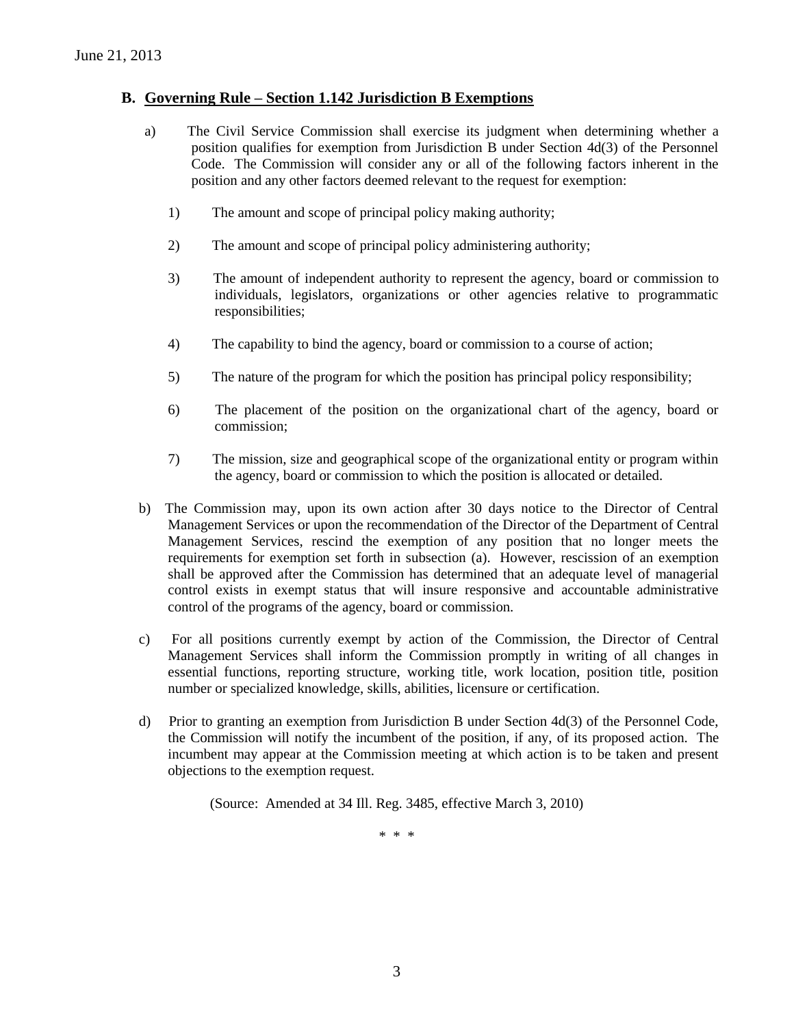## B. Governing Rule – Section 1.142 Jurisdiction B Exemptions

a) The Civil Service Commission shall exercise its judgment when determining whether a position qualifies for exemption from Jurisdiction B under Section 4d(3) of the Personnel Code. The Commission will consider any or all of the following factors inherent in the position and any other factors deemed relevant to the request for exemption:

1) The amount and scope of principal policy making authority;

2) The amount and scope of principal policy administering authority;

3) The amount of independent authority to represent the agency, board or commission to individuals, legislators, organizations or other agencies relative to programmatic responsibilities;

4) The capability to bind the agency, board or commission to a course of action;

5) The nature of the program for which the position has principal policy responsibility;

6) The placement of the position on the organizational chart of the agency, board or commission;

7) The mission, size and geographical scope of the organizational entity or program within the agency, board or commission to which the position is allocated or detailed.

b) The Commission may, upon its own action after 30 days notice to the Director of Central Management Services or upon the recommendation of the Director of the Department of Central Management Services, rescind the exemption of any position that no longer meets the requirements for exemption set forth in subsection (a). However, rescission of an exemption shall be approved after the Commission has determined that an adequate level of managerial control exists in exempt status that will insure responsive and accountable administrative control of the programs of the agency, board or commission.

c) For all positions currently exempt by action of the Commission, the Director of Central Management Services shall inform the Commission promptly in writing of all changes in essential functions, reporting structure, working title, work location, position title, position number or specialized knowledge, skills, abilities, licensure or certification.

d) Prior to granting an exemption from Jurisdiction B under Section 4d(3) of the Personnel Code, the Commission will notify the incumbent of the position, if any, of its proposed action. The incumbent may appear at the Commission meeting at which action is to be taken and present objections to the exemption request.

(Source: Amended at 34 Ill. Reg. 3485, effective March 3, 2010)

\* \* \*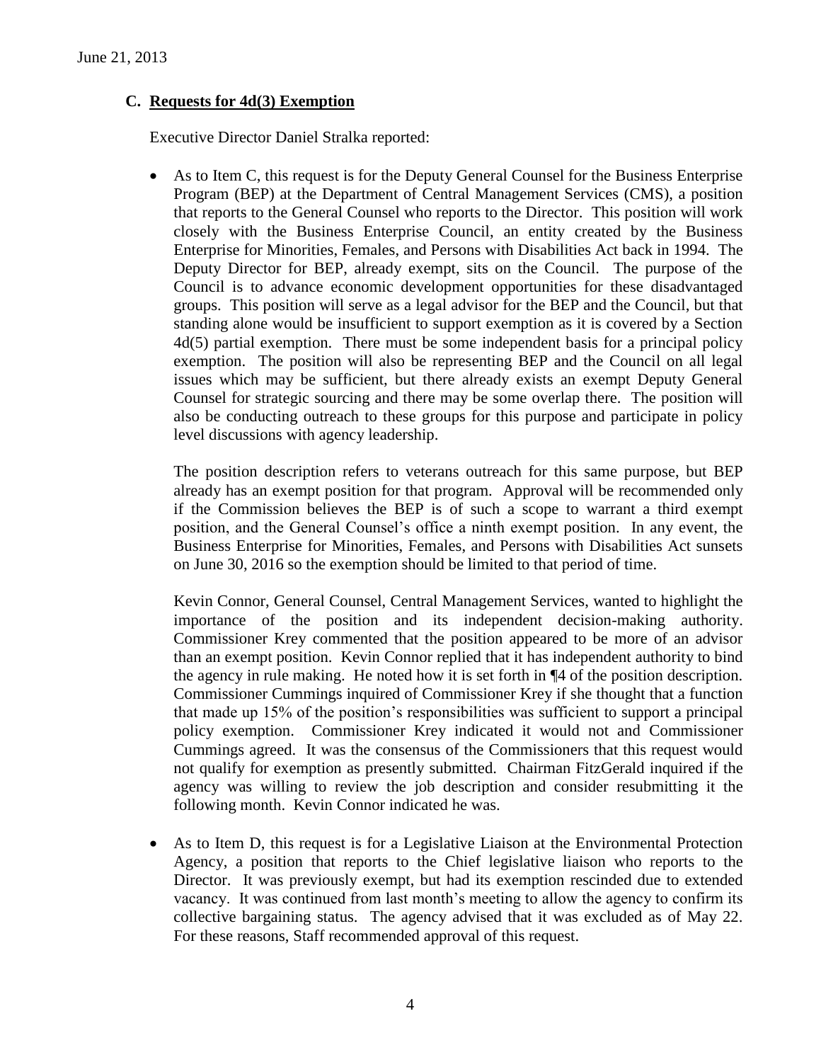June 21, 2013

### C. Requests for 4d(3) Exemption

Executive Director Daniel Stralka reported:

- As to Item C, this request is for the Deputy General Counsel for the Business Enterprise Program (BEP) at the Department of Central Management Services (CMS), a position that reports to the General Counsel who reports to the Director. This position will work closely with the Business Enterprise Council, an entity created by the Business Enterprise for Minorities, Females, and Persons with Disabilities Act back in 1994. The Deputy Director for BEP, already exempt, sits on the Council. The purpose of the Council is to advance economic development opportunities for these disadvantaged groups. This position will serve as a legal advisor for the BEP and the Council, but that standing alone would be insufficient to support exemption as it is covered by a Section 4d(5) partial exemption. There must be some independent basis for a principal policy exemption. The position will also be representing BEP and the Council on all legal issues which may be sufficient, but there already exists an exempt Deputy General Counsel for strategic sourcing and there may be some overlap there. The position will also be conducting outreach to these groups for this purpose and participate in policy level discussions with agency leadership.

  The position description refers to veterans outreach for this same purpose, but BEP already has an exempt position for that program. Approval will be recommended only if the Commission believes the BEP is of such a scope to warrant a third exempt position, and the General Counsel's office a ninth exempt position. In any event, the Business Enterprise for Minorities, Females, and Persons with Disabilities Act sunsets on June 30, 2016 so the exemption should be limited to that period of time.

  Kevin Connor, General Counsel, Central Management Services, wanted to highlight the importance of the position and its independent decision-making authority. Commissioner Krey commented that the position appeared to be more of an advisor than an exempt position. Kevin Connor replied that it has independent authority to bind the agency in rule making. He noted how it is set forth in ¶4 of the position description. Commissioner Cummings inquired of Commissioner Krey if she thought that a function that made up 15% of the position's responsibilities was sufficient to support a principal policy exemption. Commissioner Krey indicated it would not and Commissioner Cummings agreed. It was the consensus of the Commissioners that this request would not qualify for exemption as presently submitted. Chairman FitzGerald inquired if the agency was willing to review the job description and consider resubmitting it the following month. Kevin Connor indicated he was.

- As to Item D, this request is for a Legislative Liaison at the Environmental Protection Agency, a position that reports to the Chief legislative liaison who reports to the Director. It was previously exempt, but had its exemption rescinded due to extended vacancy. It was continued from last month's meeting to allow the agency to confirm its collective bargaining status. The agency advised that it was excluded as of May 22. For these reasons, Staff recommended approval of this request.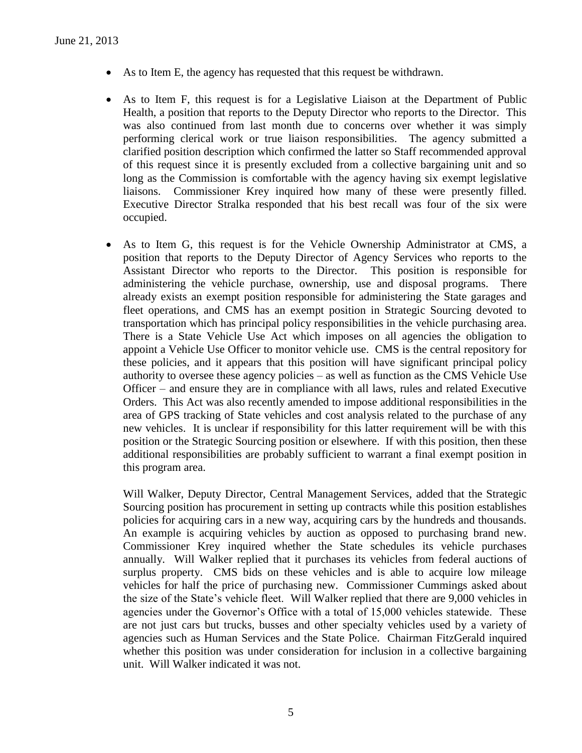- As to Item E, the agency has requested that this request be withdrawn.

- As to Item F, this request is for a Legislative Liaison at the Department of Public Health, a position that reports to the Deputy Director who reports to the Director. This was also continued from last month due to concerns over whether it was simply performing clerical work or true liaison responsibilities. The agency submitted a clarified position description which confirmed the latter so Staff recommended approval of this request since it is presently excluded from a collective bargaining unit and so long as the Commission is comfortable with the agency having six exempt legislative liaisons. Commissioner Krey inquired how many of these were presently filled. Executive Director Stralka responded that his best recall was four of the six were occupied.

- As to Item G, this request is for the Vehicle Ownership Administrator at CMS, a position that reports to the Deputy Director of Agency Services who reports to the Assistant Director who reports to the Director. This position is responsible for administering the vehicle purchase, ownership, use and disposal programs. There already exists an exempt position responsible for administering the State garages and fleet operations, and CMS has an exempt position in Strategic Sourcing devoted to transportation which has principal policy responsibilities in the vehicle purchasing area. There is a State Vehicle Use Act which imposes on all agencies the obligation to appoint a Vehicle Use Officer to monitor vehicle use. CMS is the central repository for these policies, and it appears that this position will have significant principal policy authority to oversee these agency policies – as well as function as the CMS Vehicle Use Officer – and ensure they are in compliance with all laws, rules and related Executive Orders. This Act was also recently amended to impose additional responsibilities in the area of GPS tracking of State vehicles and cost analysis related to the purchase of any new vehicles. It is unclear if responsibility for this latter requirement will be with this position or the Strategic Sourcing position or elsewhere. If with this position, then these additional responsibilities are probably sufficient to warrant a final exempt position in this program area.

  Will Walker, Deputy Director, Central Management Services, added that the Strategic Sourcing position has procurement in setting up contracts while this position establishes policies for acquiring cars in a new way, acquiring cars by the hundreds and thousands. An example is acquiring vehicles by auction as opposed to purchasing brand new. Commissioner Krey inquired whether the State schedules its vehicle purchases annually. Will Walker replied that it purchases its vehicles from federal auctions of surplus property. CMS bids on these vehicles and is able to acquire low mileage vehicles for half the price of purchasing new. Commissioner Cummings asked about the size of the State's vehicle fleet. Will Walker replied that there are 9,000 vehicles in agencies under the Governor's Office with a total of 15,000 vehicles statewide. These are not just cars but trucks, busses and other specialty vehicles used by a variety of agencies such as Human Services and the State Police. Chairman FitzGerald inquired whether this position was under consideration for inclusion in a collective bargaining unit. Will Walker indicated it was not.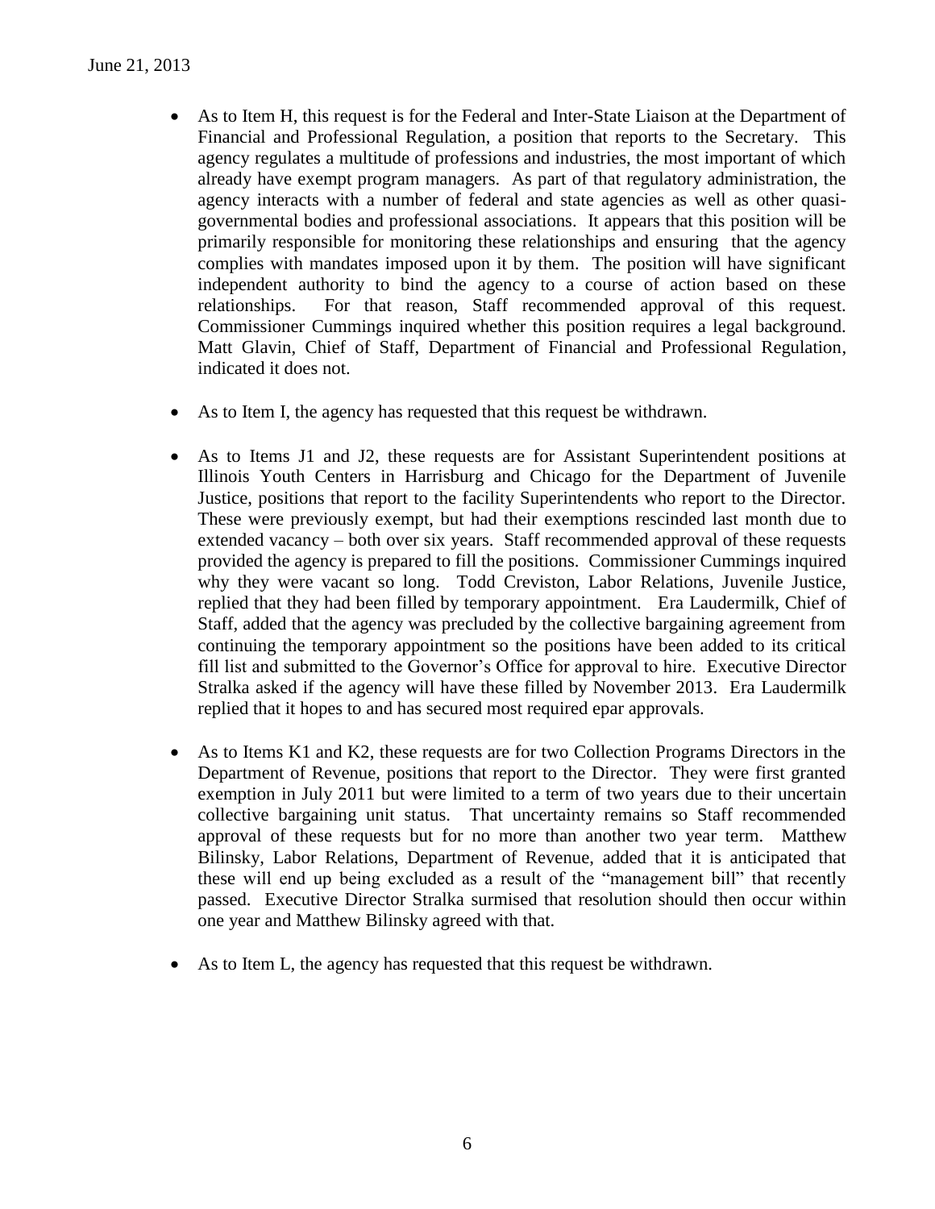- As to Item H, this request is for the Federal and Inter-State Liaison at the Department of Financial and Professional Regulation, a position that reports to the Secretary. This agency regulates a multitude of professions and industries, the most important of which already have exempt program managers. As part of that regulatory administration, the agency interacts with a number of federal and state agencies as well as other quasi-governmental bodies and professional associations. It appears that this position will be primarily responsible for monitoring these relationships and ensuring that the agency complies with mandates imposed upon it by them. The position will have significant independent authority to bind the agency to a course of action based on these relationships. For that reason, Staff recommended approval of this request. Commissioner Cummings inquired whether this position requires a legal background. Matt Glavin, Chief of Staff, Department of Financial and Professional Regulation, indicated it does not.

- As to Item I, the agency has requested that this request be withdrawn.

- As to Items J1 and J2, these requests are for Assistant Superintendent positions at Illinois Youth Centers in Harrisburg and Chicago for the Department of Juvenile Justice, positions that report to the facility Superintendents who report to the Director. These were previously exempt, but had their exemptions rescinded last month due to extended vacancy – both over six years. Staff recommended approval of these requests provided the agency is prepared to fill the positions. Commissioner Cummings inquired why they were vacant so long. Todd Creviston, Labor Relations, Juvenile Justice, replied that they had been filled by temporary appointment. Era Laudermilk, Chief of Staff, added that the agency was precluded by the collective bargaining agreement from continuing the temporary appointment so the positions have been added to its critical fill list and submitted to the Governor's Office for approval to hire. Executive Director Stralka asked if the agency will have these filled by November 2013. Era Laudermilk replied that it hopes to and has secured most required epar approvals.

- As to Items K1 and K2, these requests are for two Collection Programs Directors in the Department of Revenue, positions that report to the Director. They were first granted exemption in July 2011 but were limited to a term of two years due to their uncertain collective bargaining unit status. That uncertainty remains so Staff recommended approval of these requests but for no more than another two year term. Matthew Bilinsky, Labor Relations, Department of Revenue, added that it is anticipated that these will end up being excluded as a result of the "management bill" that recently passed. Executive Director Stralka surmised that resolution should then occur within one year and Matthew Bilinsky agreed with that.

- As to Item L, the agency has requested that this request be withdrawn.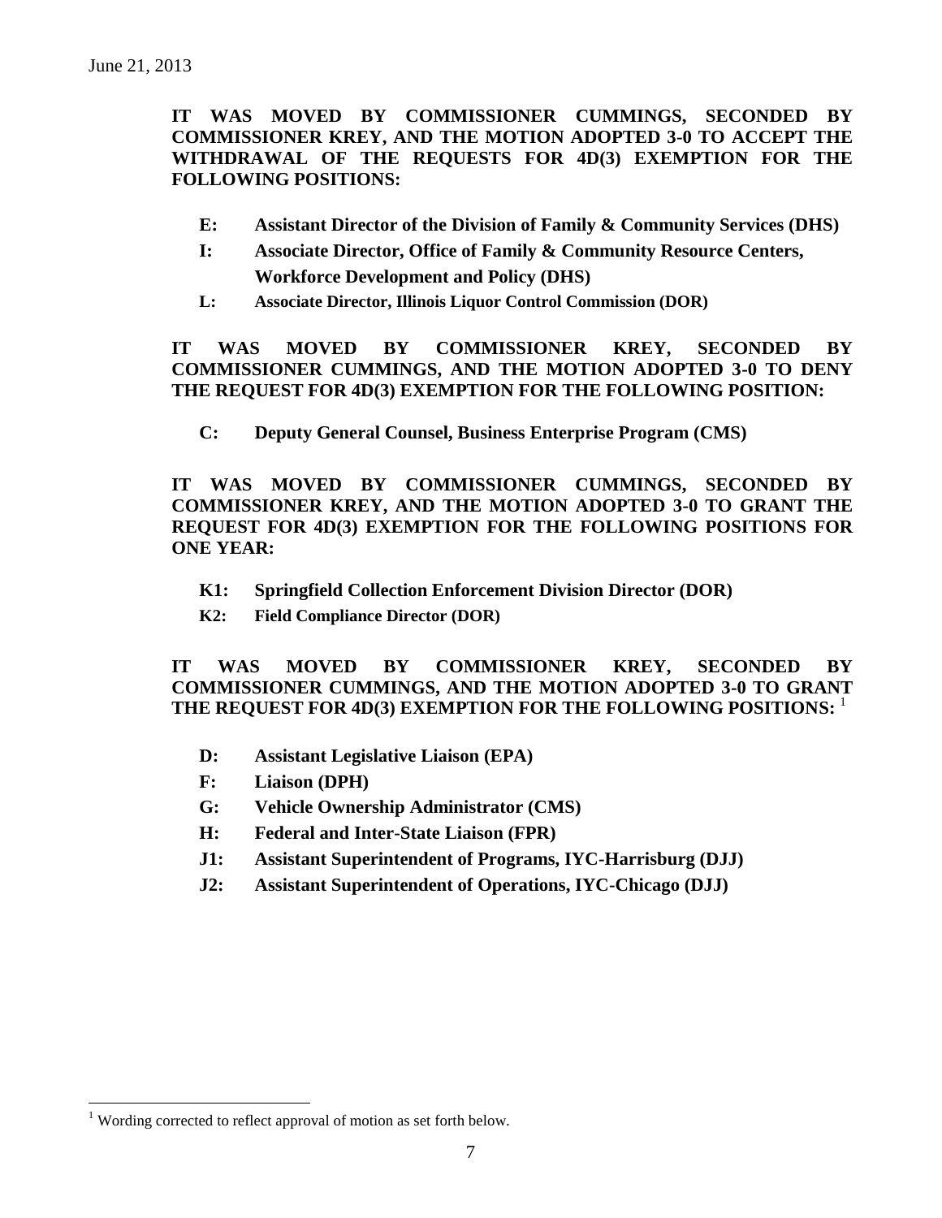June 21, 2013

**IT WAS MOVED BY COMMISSIONER CUMMINGS, SECONDED BY COMMISSIONER KREY, AND THE MOTION ADOPTED 3-0 TO ACCEPT THE WITHDRAWAL OF THE REQUESTS FOR 4D(3) EXEMPTION FOR THE FOLLOWING POSITIONS:**

- **E: Assistant Director of the Division of Family & Community Services (DHS)**
- **I: Associate Director, Office of Family & Community Resource Centers, Workforce Development and Policy (DHS)**
- **L: Associate Director, Illinois Liquor Control Commission (DOR)**

**IT WAS MOVED BY COMMISSIONER KREY, SECONDED BY COMMISSIONER CUMMINGS, AND THE MOTION ADOPTED 3-0 TO DENY THE REQUEST FOR 4D(3) EXEMPTION FOR THE FOLLOWING POSITION:**

- **C: Deputy General Counsel, Business Enterprise Program (CMS)**

**IT WAS MOVED BY COMMISSIONER CUMMINGS, SECONDED BY COMMISSIONER KREY, AND THE MOTION ADOPTED 3-0 TO GRANT THE REQUEST FOR 4D(3) EXEMPTION FOR THE FOLLOWING POSITIONS FOR ONE YEAR:**

- **K1: Springfield Collection Enforcement Division Director (DOR)**
- **K2: Field Compliance Director (DOR)**

**IT WAS MOVED BY COMMISSIONER KREY, SECONDED BY COMMISSIONER CUMMINGS, AND THE MOTION ADOPTED 3-0 TO GRANT THE REQUEST FOR 4D(3) EXEMPTION FOR THE FOLLOWING POSITIONS:** [1]

- **D: Assistant Legislative Liaison (EPA)**
- **F: Liaison (DPH)**
- **G: Vehicle Ownership Administrator (CMS)**
- **H: Federal and Inter-State Liaison (FPR)**
- **J1: Assistant Superintendent of Programs, IYC-Harrisburg (DJJ)**
- **J2: Assistant Superintendent of Operations, IYC-Chicago (DJJ)**

---

[1] Wording corrected to reflect approval of motion as set forth below.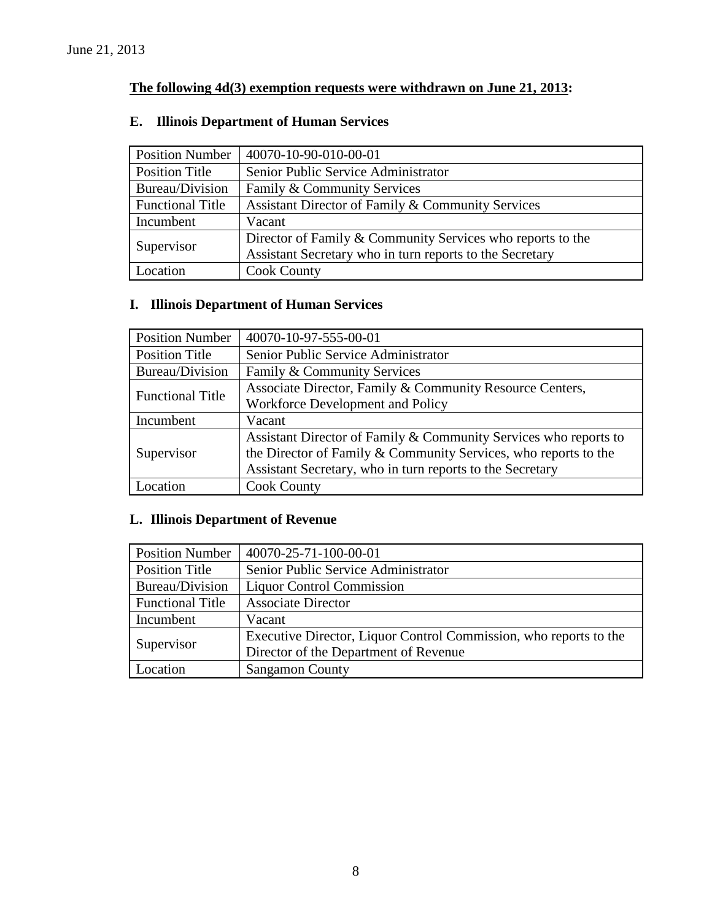June 21, 2013

**The following 4d(3) exemption requests were withdrawn on June 21, 2013:**

## E. Illinois Department of Human Services

| Position Number | 40070-10-90-010-00-01 |
|---|---|
| Position Title | Senior Public Service Administrator |
| Bureau/Division | Family & Community Services |
| Functional Title | Assistant Director of Family & Community Services |
| Incumbent | Vacant |
| Supervisor | Director of Family & Community Services who reports to the Assistant Secretary who in turn reports to the Secretary |
| Location | Cook County |

## I. Illinois Department of Human Services

| Position Number | 40070-10-97-555-00-01 |
|---|---|
| Position Title | Senior Public Service Administrator |
| Bureau/Division | Family & Community Services |
| Functional Title | Associate Director, Family & Community Resource Centers, Workforce Development and Policy |
| Incumbent | Vacant |
| Supervisor | Assistant Director of Family & Community Services who reports to the Director of Family & Community Services, who reports to the Assistant Secretary, who in turn reports to the Secretary |
| Location | Cook County |

## L. Illinois Department of Revenue

| Position Number | 40070-25-71-100-00-01 |
|---|---|
| Position Title | Senior Public Service Administrator |
| Bureau/Division | Liquor Control Commission |
| Functional Title | Associate Director |
| Incumbent | Vacant |
| Supervisor | Executive Director, Liquor Control Commission, who reports to the Director of the Department of Revenue |
| Location | Sangamon County |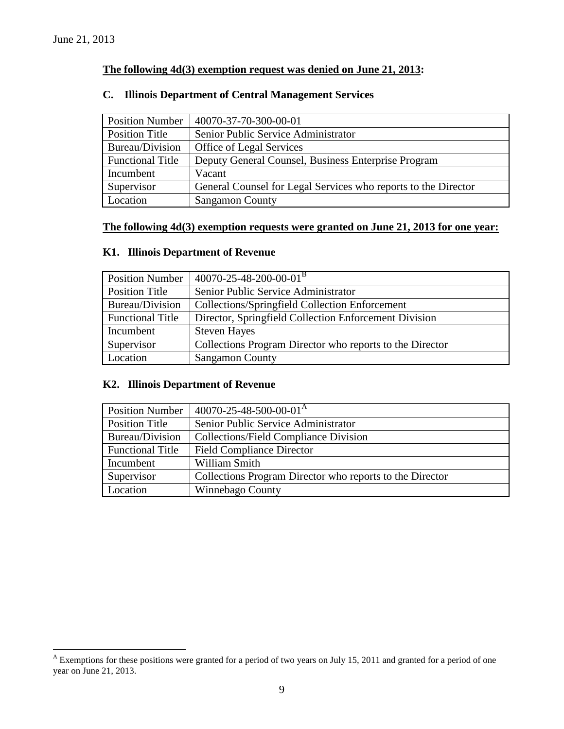June 21, 2013

**The following 4d(3) exemption request was denied on June 21, 2013:**

### C. Illinois Department of Central Management Services

| Position Number | 40070-37-70-300-00-01 |
|---|---|
| Position Title | Senior Public Service Administrator |
| Bureau/Division | Office of Legal Services |
| Functional Title | Deputy General Counsel, Business Enterprise Program |
| Incumbent | Vacant |
| Supervisor | General Counsel for Legal Services who reports to the Director |
| Location | Sangamon County |

**The following 4d(3) exemption requests were granted on June 21, 2013 for one year:**

### K1. Illinois Department of Revenue

| Position Number | 40070-25-48-200-00-01[B] |
|---|---|
| Position Title | Senior Public Service Administrator |
| Bureau/Division | Collections/Springfield Collection Enforcement |
| Functional Title | Director, Springfield Collection Enforcement Division |
| Incumbent | Steven Hayes |
| Supervisor | Collections Program Director who reports to the Director |
| Location | Sangamon County |

### K2. Illinois Department of Revenue

| Position Number | 40070-25-48-500-00-01[A] |
|---|---|
| Position Title | Senior Public Service Administrator |
| Bureau/Division | Collections/Field Compliance Division |
| Functional Title | Field Compliance Director |
| Incumbent | William Smith |
| Supervisor | Collections Program Director who reports to the Director |
| Location | Winnebago County |

[A] Exemptions for these positions were granted for a period of two years on July 15, 2011 and granted for a period of one year on June 21, 2013.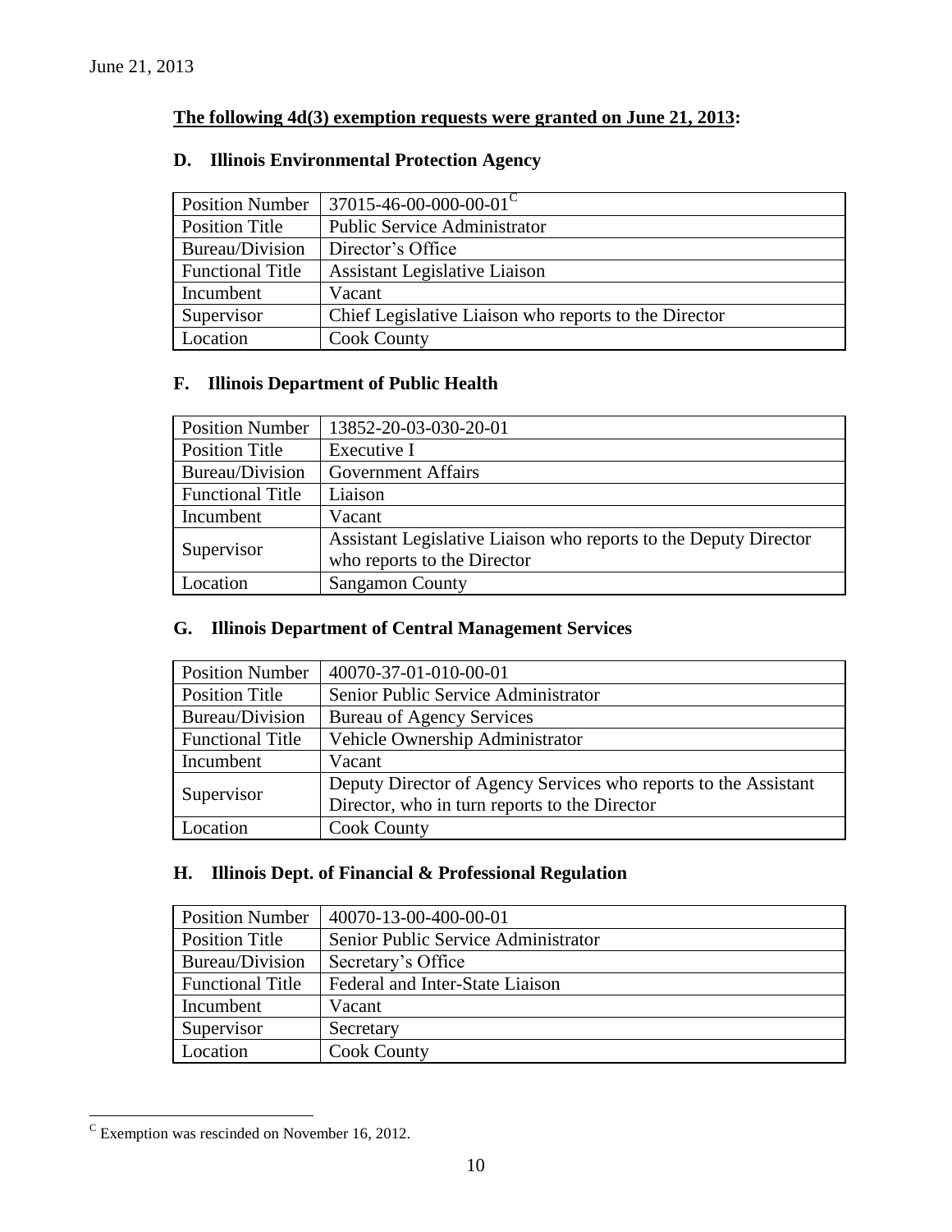June 21, 2013

**The following 4d(3) exemption requests were granted on June 21, 2013:**

### D. Illinois Environmental Protection Agency

| Position Number | 37015-46-00-000-00-01[C] |
|---|---|
| Position Title | Public Service Administrator |
| Bureau/Division | Director's Office |
| Functional Title | Assistant Legislative Liaison |
| Incumbent | Vacant |
| Supervisor | Chief Legislative Liaison who reports to the Director |
| Location | Cook County |

### F. Illinois Department of Public Health

| Position Number | 13852-20-03-030-20-01 |
|---|---|
| Position Title | Executive I |
| Bureau/Division | Government Affairs |
| Functional Title | Liaison |
| Incumbent | Vacant |
| Supervisor | Assistant Legislative Liaison who reports to the Deputy Director who reports to the Director |
| Location | Sangamon County |

### G. Illinois Department of Central Management Services

| Position Number | 40070-37-01-010-00-01 |
|---|---|
| Position Title | Senior Public Service Administrator |
| Bureau/Division | Bureau of Agency Services |
| Functional Title | Vehicle Ownership Administrator |
| Incumbent | Vacant |
| Supervisor | Deputy Director of Agency Services who reports to the Assistant Director, who in turn reports to the Director |
| Location | Cook County |

### H. Illinois Dept. of Financial & Professional Regulation

| Position Number | 40070-13-00-400-00-01 |
|---|---|
| Position Title | Senior Public Service Administrator |
| Bureau/Division | Secretary's Office |
| Functional Title | Federal and Inter-State Liaison |
| Incumbent | Vacant |
| Supervisor | Secretary |
| Location | Cook County |

[C] Exemption was rescinded on November 16, 2012.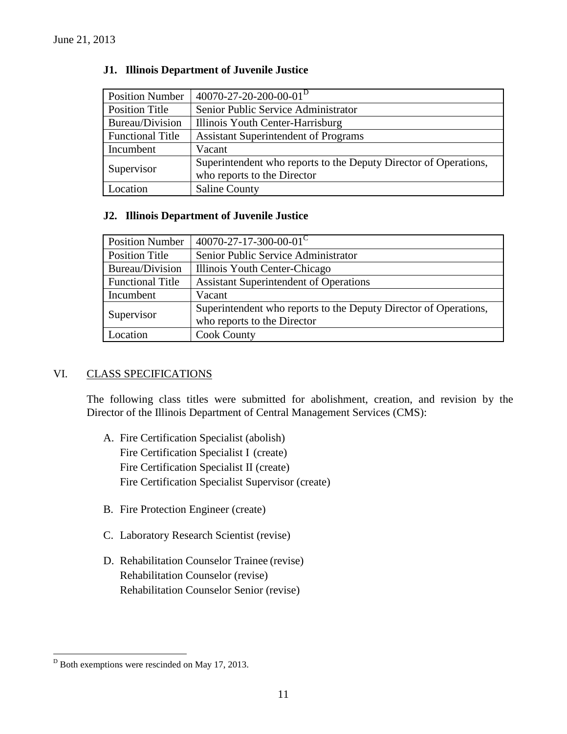June 21, 2013

**J1. Illinois Department of Juvenile Justice**

| Position Number | 40070-27-20-200-00-01[D] |
|---|---|
| Position Title | Senior Public Service Administrator |
| Bureau/Division | Illinois Youth Center-Harrisburg |
| Functional Title | Assistant Superintendent of Programs |
| Incumbent | Vacant |
| Supervisor | Superintendent who reports to the Deputy Director of Operations, who reports to the Director |
| Location | Saline County |

**J2. Illinois Department of Juvenile Justice**

| Position Number | 40070-27-17-300-00-01[C] |
|---|---|
| Position Title | Senior Public Service Administrator |
| Bureau/Division | Illinois Youth Center-Chicago |
| Functional Title | Assistant Superintendent of Operations |
| Incumbent | Vacant |
| Supervisor | Superintendent who reports to the Deputy Director of Operations, who reports to the Director |
| Location | Cook County |

## VI. CLASS SPECIFICATIONS

The following class titles were submitted for abolishment, creation, and revision by the Director of the Illinois Department of Central Management Services (CMS):

A. Fire Certification Specialist (abolish)
   Fire Certification Specialist I (create)
   Fire Certification Specialist II (create)
   Fire Certification Specialist Supervisor (create)

B. Fire Protection Engineer (create)

C. Laboratory Research Scientist (revise)

D. Rehabilitation Counselor Trainee (revise)
   Rehabilitation Counselor (revise)
   Rehabilitation Counselor Senior (revise)

---

[D] Both exemptions were rescinded on May 17, 2013.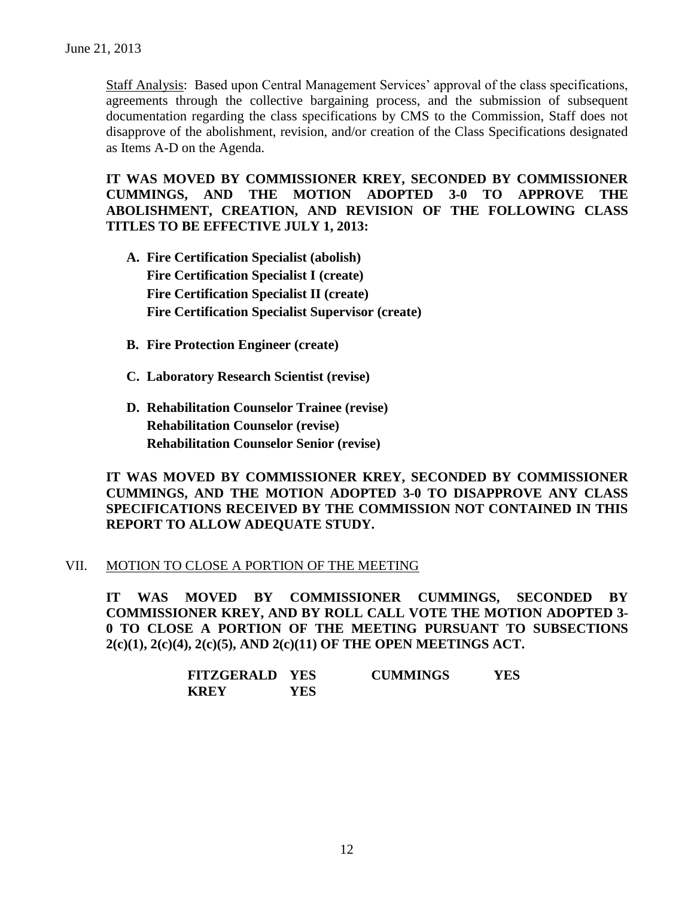June 21, 2013

Staff Analysis: Based upon Central Management Services' approval of the class specifications, agreements through the collective bargaining process, and the submission of subsequent documentation regarding the class specifications by CMS to the Commission, Staff does not disapprove of the abolishment, revision, and/or creation of the Class Specifications designated as Items A-D on the Agenda.

**IT WAS MOVED BY COMMISSIONER KREY, SECONDED BY COMMISSIONER CUMMINGS, AND THE MOTION ADOPTED 3-0 TO APPROVE THE ABOLISHMENT, CREATION, AND REVISION OF THE FOLLOWING CLASS TITLES TO BE EFFECTIVE JULY 1, 2013:**

**A. Fire Certification Specialist (abolish)**
**Fire Certification Specialist I (create)**
**Fire Certification Specialist II (create)**
**Fire Certification Specialist Supervisor (create)**

**B. Fire Protection Engineer (create)**

**C. Laboratory Research Scientist (revise)**

**D. Rehabilitation Counselor Trainee (revise)**
**Rehabilitation Counselor (revise)**
**Rehabilitation Counselor Senior (revise)**

**IT WAS MOVED BY COMMISSIONER KREY, SECONDED BY COMMISSIONER CUMMINGS, AND THE MOTION ADOPTED 3-0 TO DISAPPROVE ANY CLASS SPECIFICATIONS RECEIVED BY THE COMMISSION NOT CONTAINED IN THIS REPORT TO ALLOW ADEQUATE STUDY.**

VII. MOTION TO CLOSE A PORTION OF THE MEETING

**IT WAS MOVED BY COMMISSIONER CUMMINGS, SECONDED BY COMMISSIONER KREY, AND BY ROLL CALL VOTE THE MOTION ADOPTED 3-0 TO CLOSE A PORTION OF THE MEETING PURSUANT TO SUBSECTIONS 2(c)(1), 2(c)(4), 2(c)(5), AND 2(c)(11) OF THE OPEN MEETINGS ACT.**

| | | | |
|---|---|---|---|
| **FITZGERALD** | **YES** | **CUMMINGS** | **YES** |
| **KREY** | **YES** | | |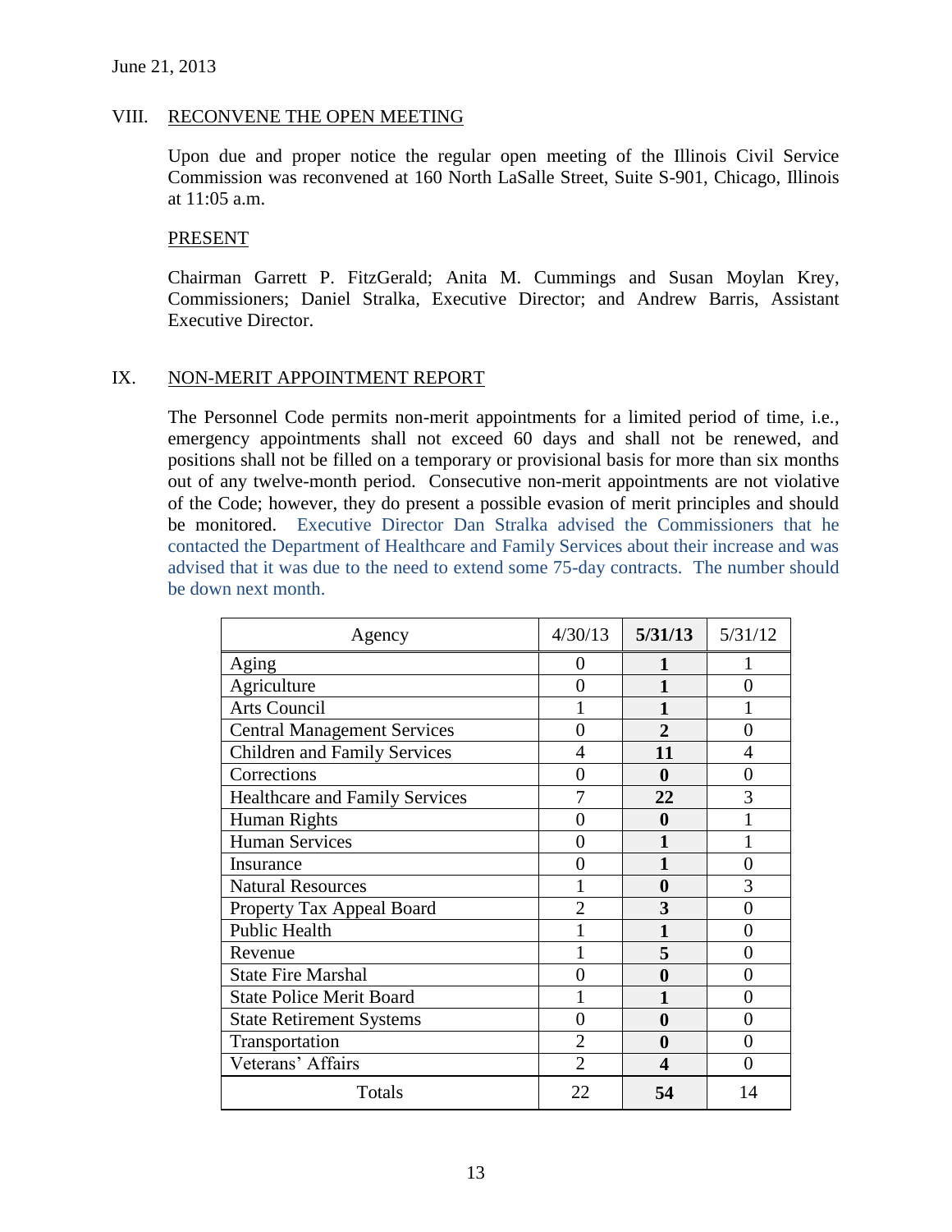June 21, 2013

## VIII. RECONVENE THE OPEN MEETING

Upon due and proper notice the regular open meeting of the Illinois Civil Service Commission was reconvened at 160 North LaSalle Street, Suite S-901, Chicago, Illinois at 11:05 a.m.

### PRESENT

Chairman Garrett P. FitzGerald; Anita M. Cummings and Susan Moylan Krey, Commissioners; Daniel Stralka, Executive Director; and Andrew Barris, Assistant Executive Director.

## IX. NON-MERIT APPOINTMENT REPORT

The Personnel Code permits non-merit appointments for a limited period of time, i.e., emergency appointments shall not exceed 60 days and shall not be renewed, and positions shall not be filled on a temporary or provisional basis for more than six months out of any twelve-month period. Consecutive non-merit appointments are not violative of the Code; however, they do present a possible evasion of merit principles and should be monitored. Executive Director Dan Stralka advised the Commissioners that he contacted the Department of Healthcare and Family Services about their increase and was advised that it was due to the need to extend some 75-day contracts. The number should be down next month.

| Agency | 4/30/13 | **5/31/13** | 5/31/12 |
|---|---|---|---|
| Aging | 0 | **1** | 1 |
| Agriculture | 0 | **1** | 0 |
| Arts Council | 1 | **1** | 1 |
| Central Management Services | 0 | **2** | 0 |
| Children and Family Services | 4 | **11** | 4 |
| Corrections | 0 | **0** | 0 |
| Healthcare and Family Services | 7 | **22** | 3 |
| Human Rights | 0 | **0** | 1 |
| Human Services | 0 | **1** | 1 |
| Insurance | 0 | **1** | 0 |
| Natural Resources | 1 | **0** | 3 |
| Property Tax Appeal Board | 2 | **3** | 0 |
| Public Health | 1 | **1** | 0 |
| Revenue | 1 | **5** | 0 |
| State Fire Marshal | 0 | **0** | 0 |
| State Police Merit Board | 1 | **1** | 0 |
| State Retirement Systems | 0 | **0** | 0 |
| Transportation | 2 | **0** | 0 |
| Veterans' Affairs | 2 | **4** | 0 |
| Totals | 22 | **54** | 14 |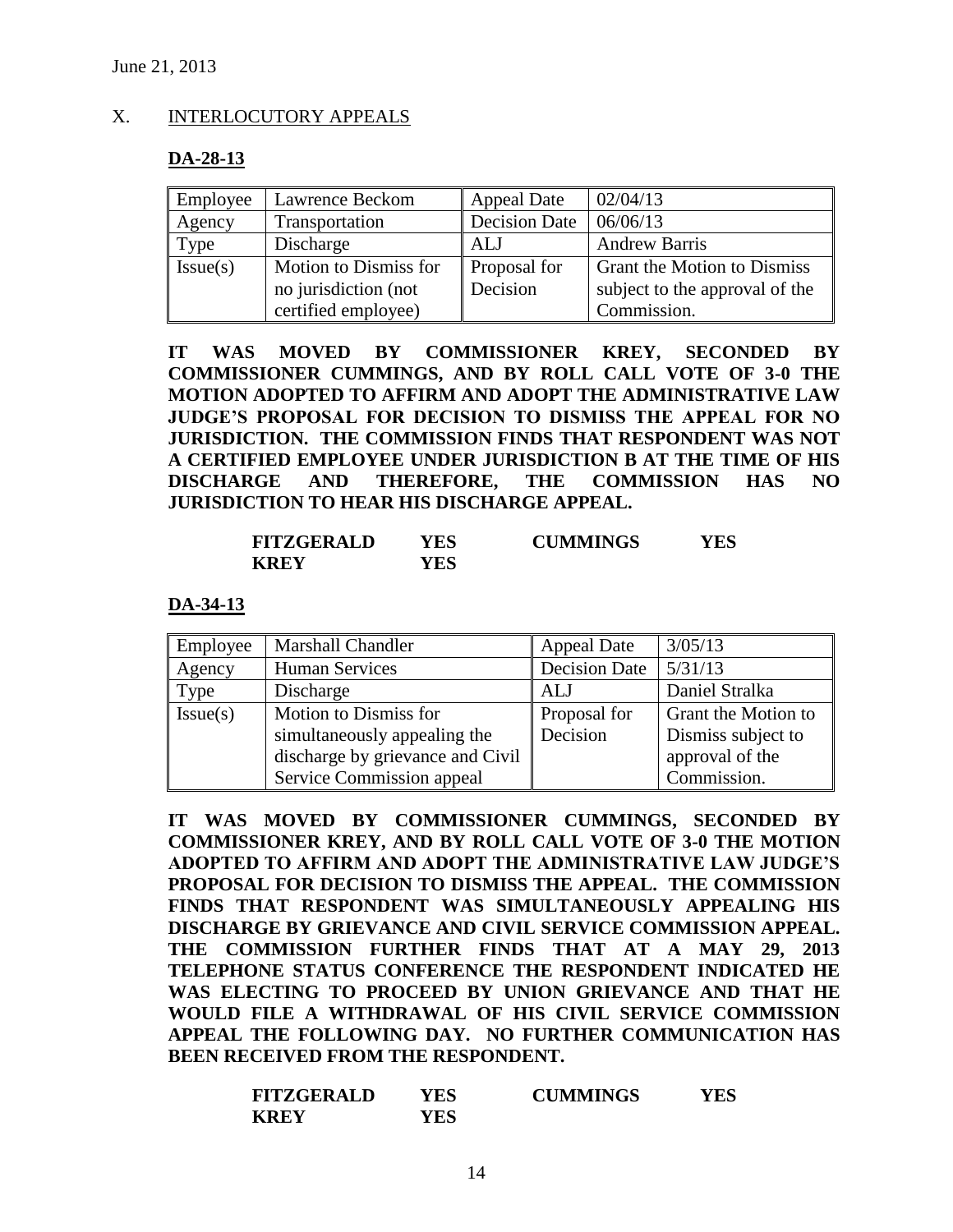June 21, 2013

## X. INTERLOCUTORY APPEALS

### DA-28-13

| Employee | Lawrence Beckom | Appeal Date | 02/04/13 |
| --- | --- | --- | --- |
| Agency | Transportation | Decision Date | 06/06/13 |
| Type | Discharge | ALJ | Andrew Barris |
| Issue(s) | Motion to Dismiss for no jurisdiction (not certified employee) | Proposal for Decision | Grant the Motion to Dismiss subject to the approval of the Commission. |

**IT WAS MOVED BY COMMISSIONER KREY, SECONDED BY COMMISSIONER CUMMINGS, AND BY ROLL CALL VOTE OF 3-0 THE MOTION ADOPTED TO AFFIRM AND ADOPT THE ADMINISTRATIVE LAW JUDGE'S PROPOSAL FOR DECISION TO DISMISS THE APPEAL FOR NO JURISDICTION. THE COMMISSION FINDS THAT RESPONDENT WAS NOT A CERTIFIED EMPLOYEE UNDER JURISDICTION B AT THE TIME OF HIS DISCHARGE AND THEREFORE, THE COMMISSION HAS NO JURISDICTION TO HEAR HIS DISCHARGE APPEAL.**

| | | | |
| --- | --- | --- | --- |
| **FITZGERALD** | **YES** | **CUMMINGS** | **YES** |
| **KREY** | **YES** | | |

### DA-34-13

| Employee | Marshall Chandler | Appeal Date | 3/05/13 |
| --- | --- | --- | --- |
| Agency | Human Services | Decision Date | 5/31/13 |
| Type | Discharge | ALJ | Daniel Stralka |
| Issue(s) | Motion to Dismiss for simultaneously appealing the discharge by grievance and Civil Service Commission appeal | Proposal for Decision | Grant the Motion to Dismiss subject to approval of the Commission. |

**IT WAS MOVED BY COMMISSIONER CUMMINGS, SECONDED BY COMMISSIONER KREY, AND BY ROLL CALL VOTE OF 3-0 THE MOTION ADOPTED TO AFFIRM AND ADOPT THE ADMINISTRATIVE LAW JUDGE'S PROPOSAL FOR DECISION TO DISMISS THE APPEAL. THE COMMISSION FINDS THAT RESPONDENT WAS SIMULTANEOUSLY APPEALING HIS DISCHARGE BY GRIEVANCE AND CIVIL SERVICE COMMISSION APPEAL. THE COMMISSION FURTHER FINDS THAT AT A MAY 29, 2013 TELEPHONE STATUS CONFERENCE THE RESPONDENT INDICATED HE WAS ELECTING TO PROCEED BY UNION GRIEVANCE AND THAT HE WOULD FILE A WITHDRAWAL OF HIS CIVIL SERVICE COMMISSION APPEAL THE FOLLOWING DAY. NO FURTHER COMMUNICATION HAS BEEN RECEIVED FROM THE RESPONDENT.**

| | | | |
| --- | --- | --- | --- |
| **FITZGERALD** | **YES** | **CUMMINGS** | **YES** |
| **KREY** | **YES** | | |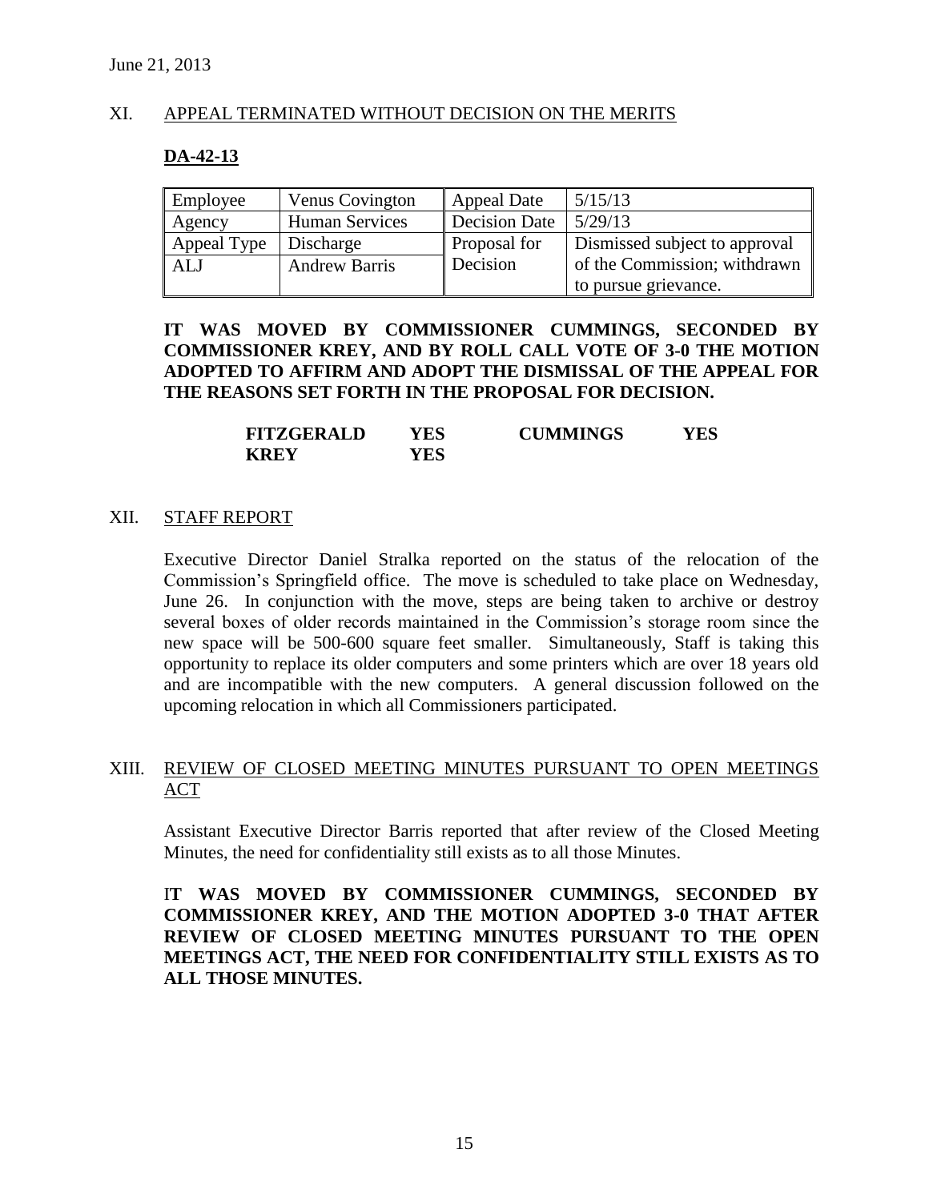June 21, 2013

## XI. APPEAL TERMINATED WITHOUT DECISION ON THE MERITS

### DA-42-13

| Employee | Venus Covington | Appeal Date | 5/15/13 |
|---|---|---|---|
| Agency | Human Services | Decision Date | 5/29/13 |
| Appeal Type | Discharge | Proposal for Decision | Dismissed subject to approval of the Commission; withdrawn to pursue grievance. |
| ALJ | Andrew Barris | | |

**IT WAS MOVED BY COMMISSIONER CUMMINGS, SECONDED BY COMMISSIONER KREY, AND BY ROLL CALL VOTE OF 3-0 THE MOTION ADOPTED TO AFFIRM AND ADOPT THE DISMISSAL OF THE APPEAL FOR THE REASONS SET FORTH IN THE PROPOSAL FOR DECISION.**

| | | | |
|---|---|---|---|
| **FITZGERALD** | **YES** | **CUMMINGS** | **YES** |
| **KREY** | **YES** | | |

## XII. STAFF REPORT

Executive Director Daniel Stralka reported on the status of the relocation of the Commission's Springfield office. The move is scheduled to take place on Wednesday, June 26. In conjunction with the move, steps are being taken to archive or destroy several boxes of older records maintained in the Commission's storage room since the new space will be 500-600 square feet smaller. Simultaneously, Staff is taking this opportunity to replace its older computers and some printers which are over 18 years old and are incompatible with the new computers. A general discussion followed on the upcoming relocation in which all Commissioners participated.

## XIII. REVIEW OF CLOSED MEETING MINUTES PURSUANT TO OPEN MEETINGS ACT

Assistant Executive Director Barris reported that after review of the Closed Meeting Minutes, the need for confidentiality still exists as to all those Minutes.

**IT WAS MOVED BY COMMISSIONER CUMMINGS, SECONDED BY COMMISSIONER KREY, AND THE MOTION ADOPTED 3-0 THAT AFTER REVIEW OF CLOSED MEETING MINUTES PURSUANT TO THE OPEN MEETINGS ACT, THE NEED FOR CONFIDENTIALITY STILL EXISTS AS TO ALL THOSE MINUTES.**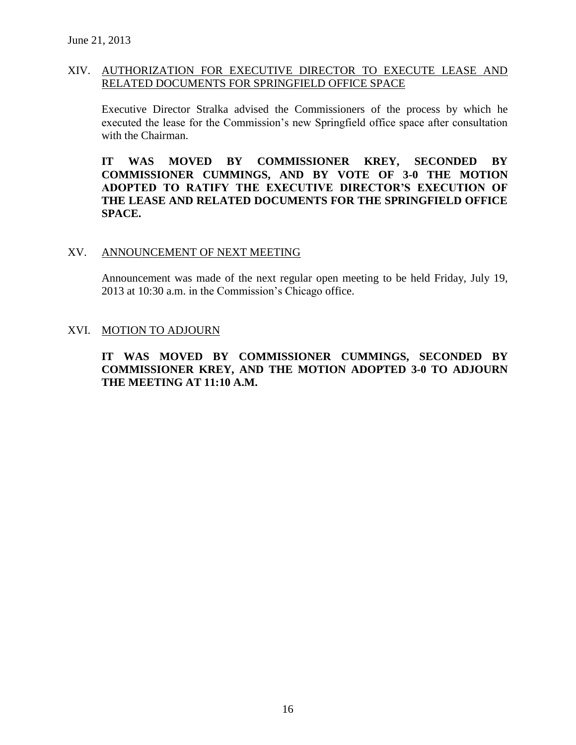## XIV. AUTHORIZATION FOR EXECUTIVE DIRECTOR TO EXECUTE LEASE AND RELATED DOCUMENTS FOR SPRINGFIELD OFFICE SPACE

Executive Director Stralka advised the Commissioners of the process by which he executed the lease for the Commission's new Springfield office space after consultation with the Chairman.

**IT WAS MOVED BY COMMISSIONER KREY, SECONDED BY COMMISSIONER CUMMINGS, AND BY VOTE OF 3-0 THE MOTION ADOPTED TO RATIFY THE EXECUTIVE DIRECTOR'S EXECUTION OF THE LEASE AND RELATED DOCUMENTS FOR THE SPRINGFIELD OFFICE SPACE.**

## XV. ANNOUNCEMENT OF NEXT MEETING

Announcement was made of the next regular open meeting to be held Friday, July 19, 2013 at 10:30 a.m. in the Commission's Chicago office.

## XVI. MOTION TO ADJOURN

**IT WAS MOVED BY COMMISSIONER CUMMINGS, SECONDED BY COMMISSIONER KREY, AND THE MOTION ADOPTED 3-0 TO ADJOURN THE MEETING AT 11:10 A.M.**